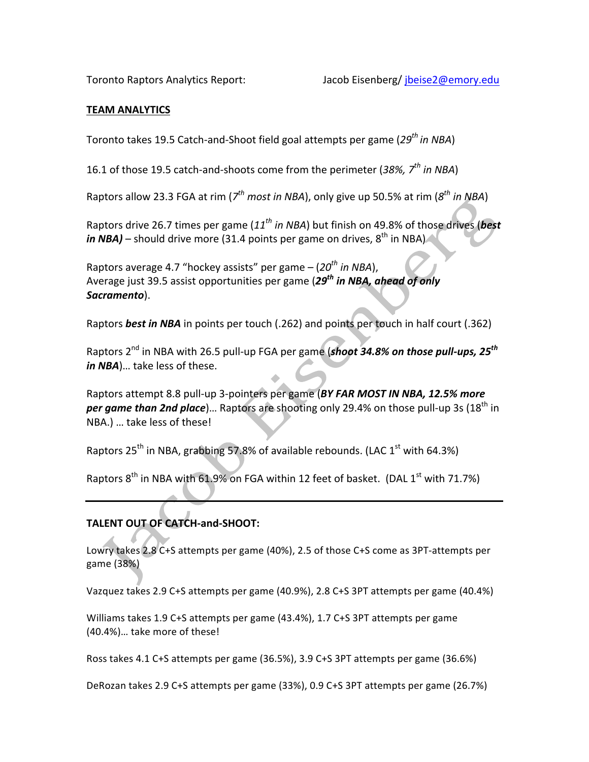Toronto Raptors Analytics Report: Jacob Eisenberg/ jbeise2@emory.edu

**TEAM ANALYTICS**

Toronto takes 19.5 Catch-and-Shoot field goal attempts per game (*29th in NBA*)

16.1 of those 19.5 catch-and-shoots come from the perimeter (*38%, 7th in NBA*)

Raptors allow 23.3 FGA at rim (*7th most in NBA*), only give up 50.5% at rim (*8th in NBA*)

Raptors drive 26.7 times per game (*11th in NBA*) but finish on 49.8% of those drives (***best in NBA)*** – should drive more (31.4 points per game on drives, 8th in NBA)

Raptors average 4.7 "hockey assists" per game – (*20th in NBA*),
Average just 39.5 assist opportunities per game (***29th in NBA, ahead of only Sacramento***).

Raptors ***best in NBA*** in points per touch (.262) and points per touch in half court (.362)

Raptors 2nd in NBA with 26.5 pull-up FGA per game (***shoot 34.8% on those pull-ups, 25th in NBA***)… take less of these.

Raptors attempt 8.8 pull-up 3-pointers per game (***BY FAR MOST IN NBA, 12.5% more per game than 2nd place***)… Raptors are shooting only 29.4% on those pull-up 3s (18th in NBA.) … take less of these!

Raptors 25th in NBA, grabbing 57.8% of available rebounds. (LAC 1st with 64.3%)

Raptors 8th in NBA with 61.9% on FGA within 12 feet of basket. (DAL 1st with 71.7%)

---

**TALENT OUT OF CATCH-and-SHOOT:**

Lowry takes 2.8 C+S attempts per game (40%), 2.5 of those C+S come as 3PT-attempts per game (38%)

Vazquez takes 2.9 C+S attempts per game (40.9%), 2.8 C+S 3PT attempts per game (40.4%)

Williams takes 1.9 C+S attempts per game (43.4%), 1.7 C+S 3PT attempts per game (40.4%)… take more of these!

Ross takes 4.1 C+S attempts per game (36.5%), 3.9 C+S 3PT attempts per game (36.6%)

DeRozan takes 2.9 C+S attempts per game (33%), 0.9 C+S 3PT attempts per game (26.7%)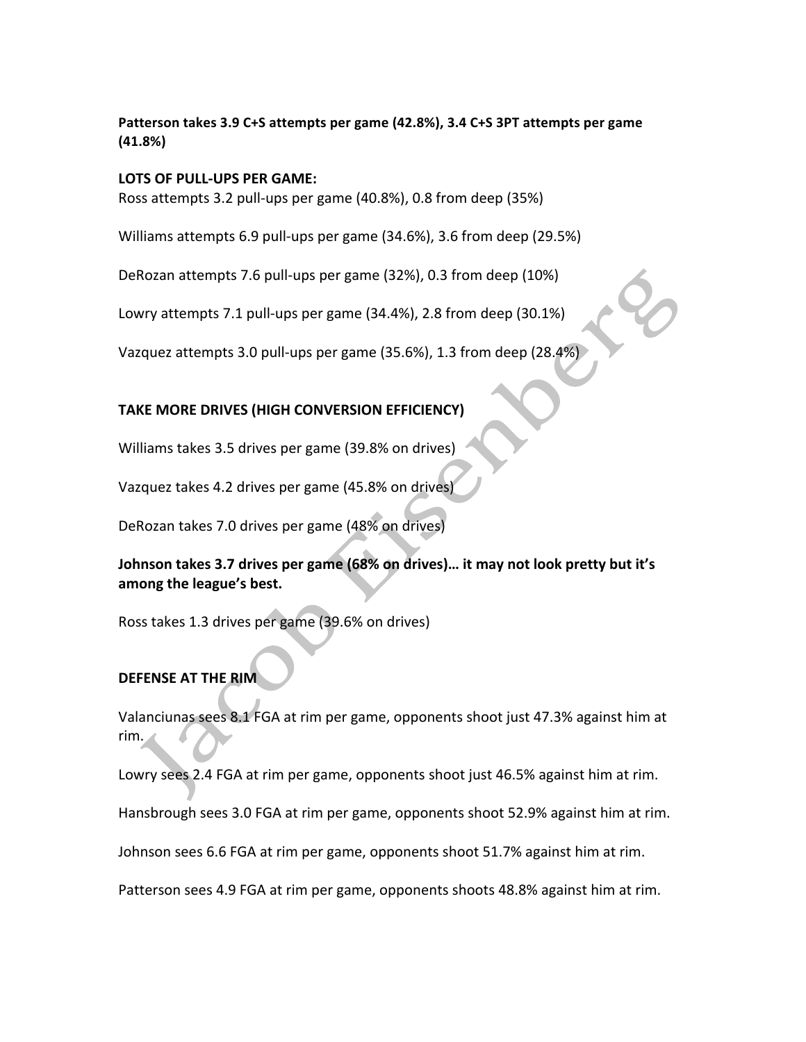**Patterson takes 3.9 C+S attempts per game (42.8%), 3.4 C+S 3PT attempts per game (41.8%)**

**LOTS OF PULL-UPS PER GAME:**

Ross attempts 3.2 pull-ups per game (40.8%), 0.8 from deep (35%)

Williams attempts 6.9 pull-ups per game (34.6%), 3.6 from deep (29.5%)

DeRozan attempts 7.6 pull-ups per game (32%), 0.3 from deep (10%)

Lowry attempts 7.1 pull-ups per game (34.4%), 2.8 from deep (30.1%)

Vazquez attempts 3.0 pull-ups per game (35.6%), 1.3 from deep (28.4%)

**TAKE MORE DRIVES (HIGH CONVERSION EFFICIENCY)**

Williams takes 3.5 drives per game (39.8% on drives)

Vazquez takes 4.2 drives per game (45.8% on drives)

DeRozan takes 7.0 drives per game (48% on drives)

**Johnson takes 3.7 drives per game (68% on drives)… it may not look pretty but it's among the league's best.**

Ross takes 1.3 drives per game (39.6% on drives)

**DEFENSE AT THE RIM**

Valanciunas sees 8.1 FGA at rim per game, opponents shoot just 47.3% against him at rim.

Lowry sees 2.4 FGA at rim per game, opponents shoot just 46.5% against him at rim.

Hansbrough sees 3.0 FGA at rim per game, opponents shoot 52.9% against him at rim.

Johnson sees 6.6 FGA at rim per game, opponents shoot 51.7% against him at rim.

Patterson sees 4.9 FGA at rim per game, opponents shoots 48.8% against him at rim.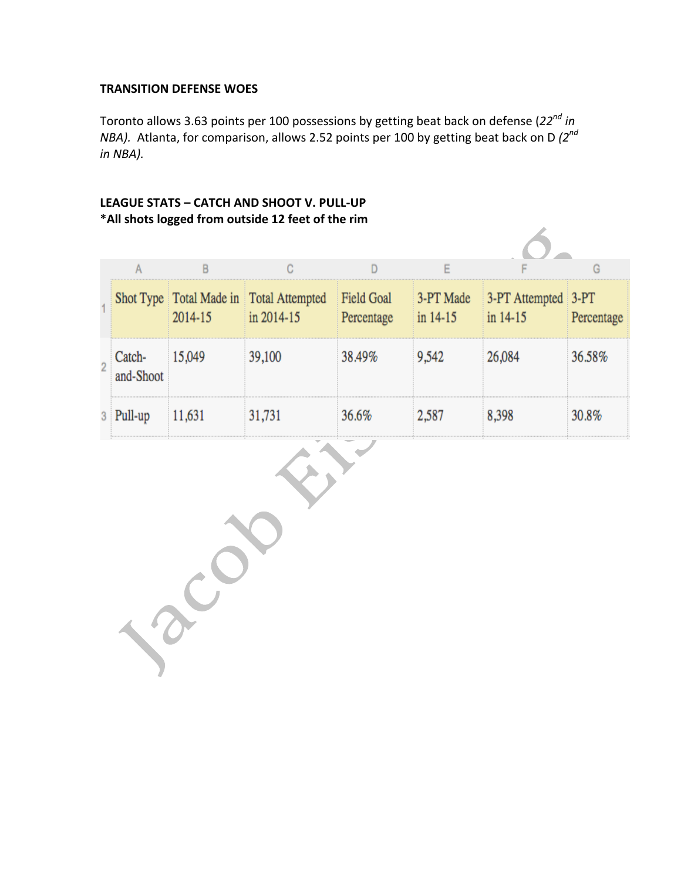**TRANSITION DEFENSE WOES**

Toronto allows 3.63 points per 100 possessions by getting beat back on defense (*22nd in NBA).* Atlanta, for comparison, allows 2.52 points per 100 by getting beat back on D *(2nd in NBA).*

**LEAGUE STATS – CATCH AND SHOOT V. PULL-UP**
***All shots logged from outside 12 feet of the rim**

| | A | B | C | D | E | F | G |
|---|---|---|---|---|---|---|---|
| 1 | Shot Type | Total Made in 2014-15 | Total Attempted in 2014-15 | Field Goal Percentage | 3-PT Made in 14-15 | 3-PT Attempted in 14-15 | 3-PT Percentage |
| 2 | Catch-and-Shoot | 15,049 | 39,100 | 38.49% | 9,542 | 26,084 | 36.58% |
| 3 | Pull-up | 11,631 | 31,731 | 36.6% | 2,587 | 8,398 | 30.8% |